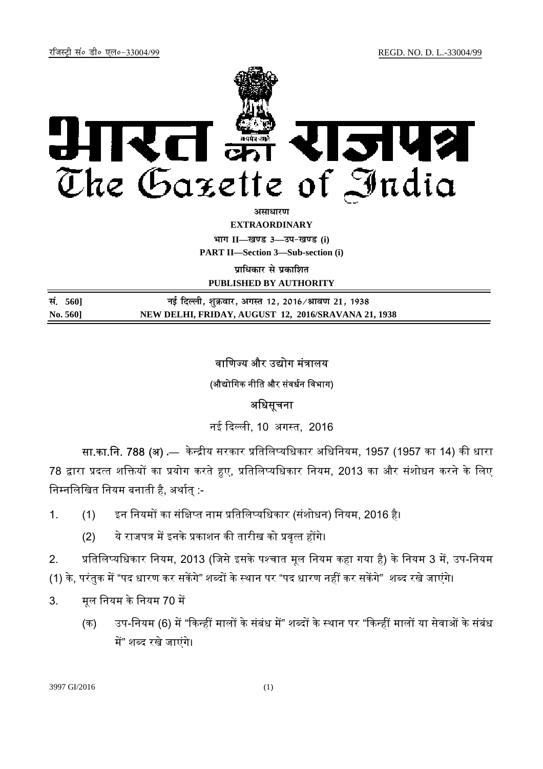रजिस्ट्री सं० डी० एल०-33004/99 REGD. NO. D. L.-33004/99

# भारत का राजपत्र
# The Gazette of India

**असाधारण**

**EXTRAORDINARY**

**भाग II—खण्ड 3—उप-खण्ड (i)**

**PART II—Section 3—Sub-section (i)**

**प्राधिकार से प्रकाशित**

**PUBLISHED BY AUTHORITY**

| | |
|---|---|
| सं. 560] | नई दिल्ली, शुक्रवार, अगस्त 12, 2016/श्रावण 21, 1938 |
| No. 560] | NEW DELHI, FRIDAY, AUGUST 12, 2016/SRAVANA 21, 1938 |

## वाणिज्य और उद्योग मंत्रालय

### (औद्योगिक नीति और संवर्धन विभाग)

### अधिसूचना

नई दिल्ली, 10 अगस्त, 2016

सा.का.नि. 788 (अ) .— केन्द्रीय सरकार प्रतिलिप्यधिकार अधिनियम, 1957 (1957 का 14) की धारा 78 द्वारा प्रदत्त शक्तियों का प्रयोग करते हुए, प्रतिलिप्यधिकार नियम, 2013 का और संशोधन करने के लिए निम्नलिखित नियम बनाती है, अर्थात् :-

1. (1) इन नियमों का संक्षिप्त नाम प्रतिलिप्यधिकार (संशोधन) नियम, 2016 है।

   (2) ये राजपत्र में इनके प्रकाशन की तारीख को प्रवृत्त होंगे।

2. प्रतिलिप्यधिकार नियम, 2013 (जिसे इसके पश्चात मूल नियम कहा गया है) के नियम 3 में, उप-नियम (1) के, परंतुक में "पद धारण कर सकेंगे" शब्दों के स्थान पर "पद धारण नहीं कर सकेंगे" शब्द रखे जाएंगे।

3. मूल नियम के नियम 70 में

   (क) उप-नियम (6) में "किन्हीं मालों के संबंध में" शब्दों के स्थान पर "किन्हीं मालों या सेवाओं के संबंध में" शब्द रखे जाएंगे।

3997 GI/2016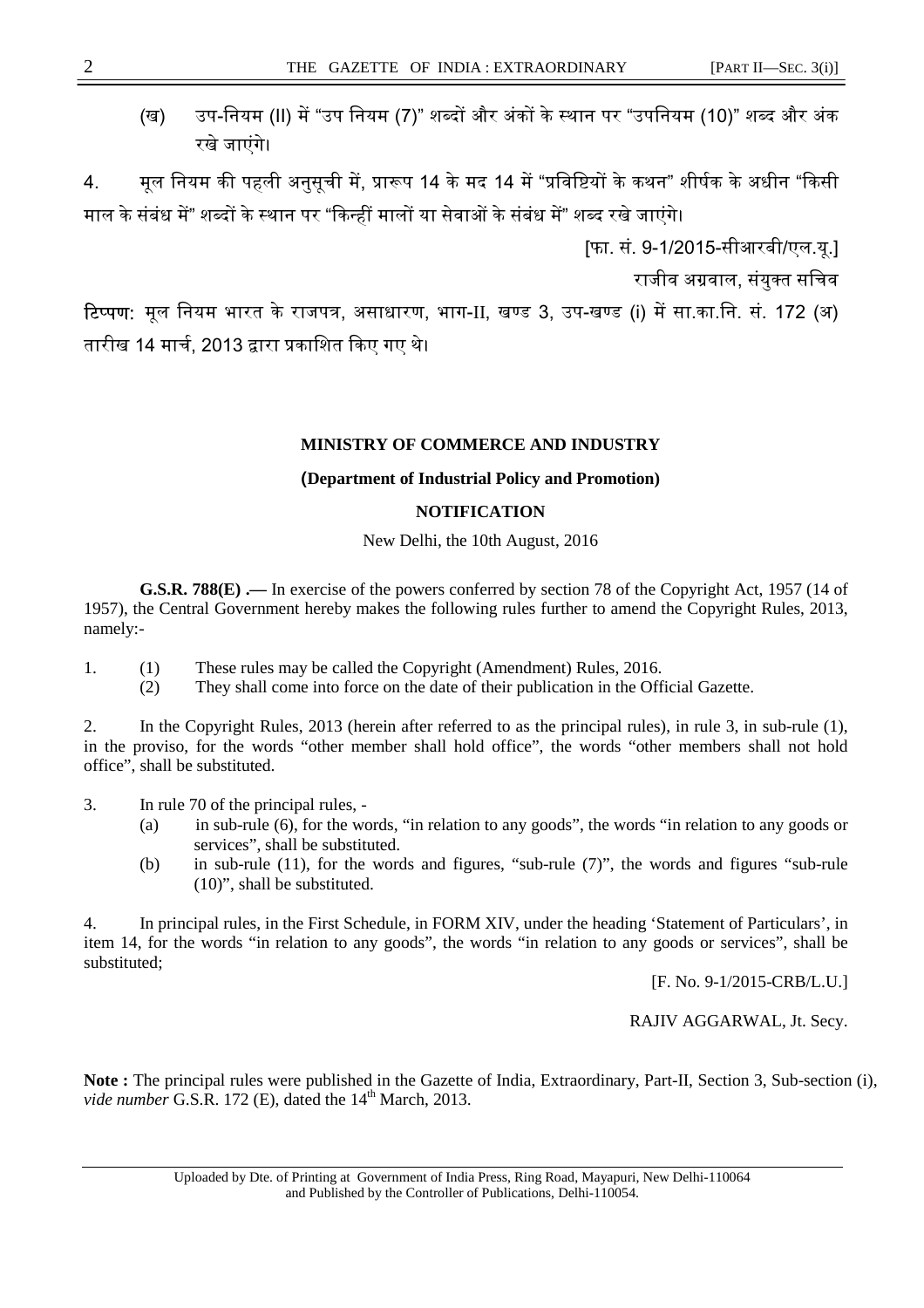(ख) उप-नियम (II) में "उप नियम (7)" शब्दों और अंकों के स्थान पर "उपनियम (10)" शब्द और अंक रखे जाएंगे।

4. मूल नियम की पहली अनुसूची में, प्रारूप 14 के मद 14 में "प्रविष्टियों के कथन" शीर्षक के अधीन "किसी माल के संबंध में" शब्दों के स्थान पर "किन्हीं मालों या सेवाओं के संबंध में" शब्द रखे जाएंगे।

[फा. सं. 9-1/2015-सीआरबी/एल.यू.]

राजीव अग्रवाल, संयुक्त सचिव

**टिप्पण:** मूल नियम भारत के राजपत्र, असाधारण, भाग-II, खण्ड 3, उप-खण्ड (i) में सा.का.नि. सं. 172 (अ) तारीख 14 मार्च, 2013 द्वारा प्रकाशित किए गए थे।

## MINISTRY OF COMMERCE AND INDUSTRY

### (Department of Industrial Policy and Promotion)

### NOTIFICATION

New Delhi, the 10th August, 2016

**G.S.R. 788(E) .—** In exercise of the powers conferred by section 78 of the Copyright Act, 1957 (14 of 1957), the Central Government hereby makes the following rules further to amend the Copyright Rules, 2013, namely:-

1. (1) These rules may be called the Copyright (Amendment) Rules, 2016.
   (2) They shall come into force on the date of their publication in the Official Gazette.

2. In the Copyright Rules, 2013 (herein after referred to as the principal rules), in rule 3, in sub-rule (1), in the proviso, for the words "other member shall hold office", the words "other members shall not hold office", shall be substituted.

3. In rule 70 of the principal rules, -
   (a) in sub-rule (6), for the words, "in relation to any goods", the words "in relation to any goods or services", shall be substituted.
   (b) in sub-rule (11), for the words and figures, "sub-rule (7)", the words and figures "sub-rule (10)", shall be substituted.

4. In principal rules, in the First Schedule, in FORM XIV, under the heading 'Statement of Particulars', in item 14, for the words "in relation to any goods", the words "in relation to any goods or services", shall be substituted;

[F. No. 9-1/2015-CRB/L.U.]

RAJIV AGGARWAL, Jt. Secy.

**Note :** The principal rules were published in the Gazette of India, Extraordinary, Part-II, Section 3, Sub-section (i), *vide number* G.S.R. 172 (E), dated the 14th March, 2013.

Uploaded by Dte. of Printing at Government of India Press, Ring Road, Mayapuri, New Delhi-110064 and Published by the Controller of Publications, Delhi-110054.